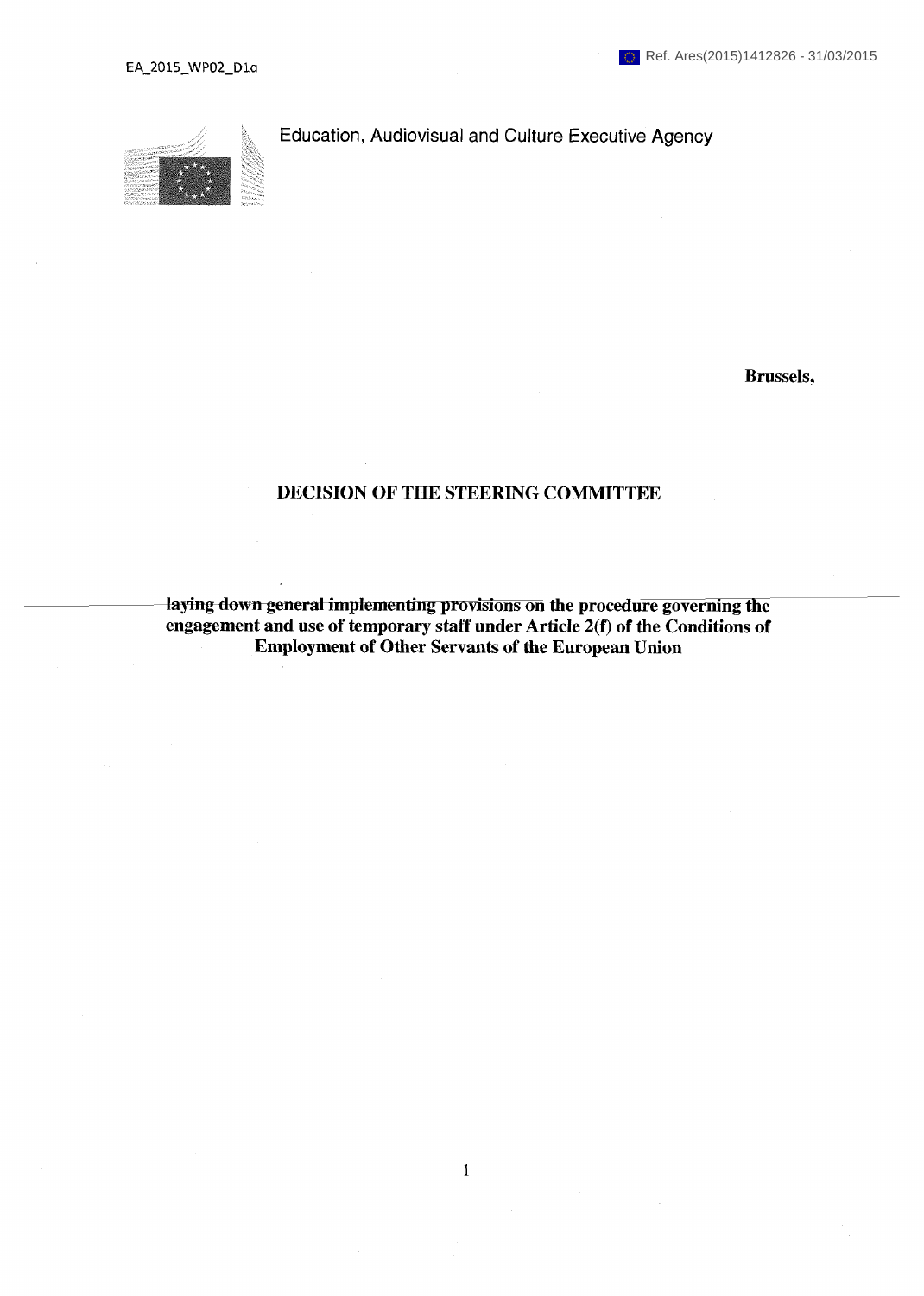Education, Audiovisual and Culture Executive Agency

**Brussels,**

# DECISION OF THE STEERING COMMITTEE

**laying down general implementing provisions on the procedure governing the engagement and use of temporary staff under Article 2(f) of the Conditions of Employment of Other Servants of the European Union**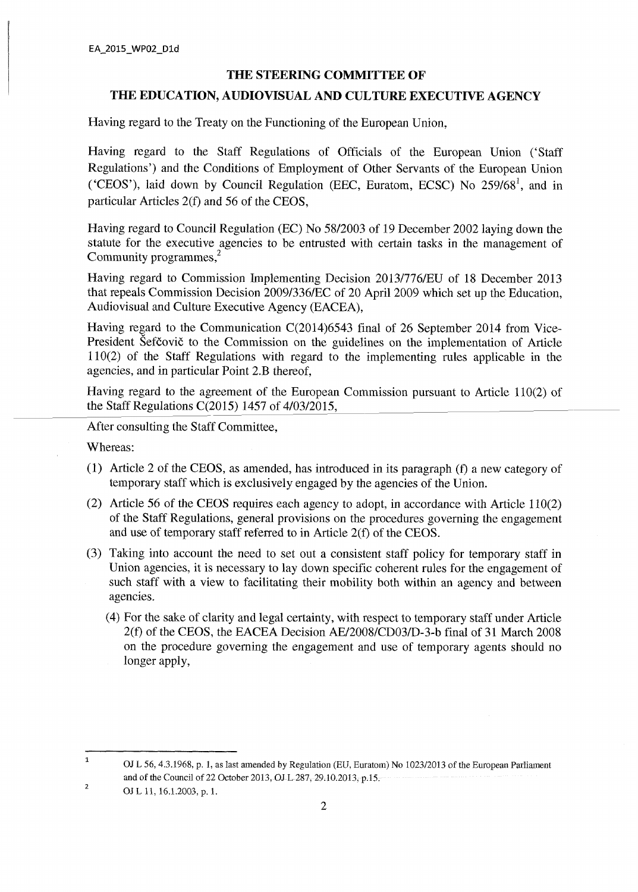**THE STEERING COMMITTEE OF**

**THE EDUCATION, AUDIOVISUAL AND CULTURE EXECUTIVE AGENCY**

Having regard to the Treaty on the Functioning of the European Union,

Having regard to the Staff Regulations of Officials of the European Union ('Staff Regulations') and the Conditions of Employment of Other Servants of the European Union ('CEOS'), laid down by Council Regulation (EEC, Euratom, ECSC) No 259/68[1], and in particular Articles 2(f) and 56 of the CEOS,

Having regard to Council Regulation (EC) No 58/2003 of 19 December 2002 laying down the statute for the executive agencies to be entrusted with certain tasks in the management of Community programmes,[2]

Having regard to Commission Implementing Decision 2013/776/EU of 18 December 2013 that repeals Commission Decision 2009/336/EC of 20 April 2009 which set up the Education, Audiovisual and Culture Executive Agency (EACEA),

Having regard to the Communication C(2014)6543 final of 26 September 2014 from Vice-President Šefčovič to the Commission on the guidelines on the implementation of Article 110(2) of the Staff Regulations with regard to the implementing rules applicable in the agencies, and in particular Point 2.B thereof,

Having regard to the agreement of the European Commission pursuant to Article 110(2) of the Staff Regulations C(2015) 1457 of 4/03/2015,

After consulting the Staff Committee,

Whereas:

(1) Article 2 of the CEOS, as amended, has introduced in its paragraph (f) a new category of temporary staff which is exclusively engaged by the agencies of the Union.

(2) Article 56 of the CEOS requires each agency to adopt, in accordance with Article 110(2) of the Staff Regulations, general provisions on the procedures governing the engagement and use of temporary staff referred to in Article 2(f) of the CEOS.

(3) Taking into account the need to set out a consistent staff policy for temporary staff in Union agencies, it is necessary to lay down specific coherent rules for the engagement of such staff with a view to facilitating their mobility both within an agency and between agencies.

(4) For the sake of clarity and legal certainty, with respect to temporary staff under Article 2(f) of the CEOS, the EACEA Decision AE/2008/CD03/D-3-b final of 31 March 2008 on the procedure governing the engagement and use of temporary agents should no longer apply,

---

[1] OJ L 56, 4.3.1968, p. 1, as last amended by Regulation (EU, Euratom) No 1023/2013 of the European Parliament and of the Council of 22 October 2013, OJ L 287, 29.10.2013, p.15.

[2] OJ L 11, 16.1.2003, p. 1.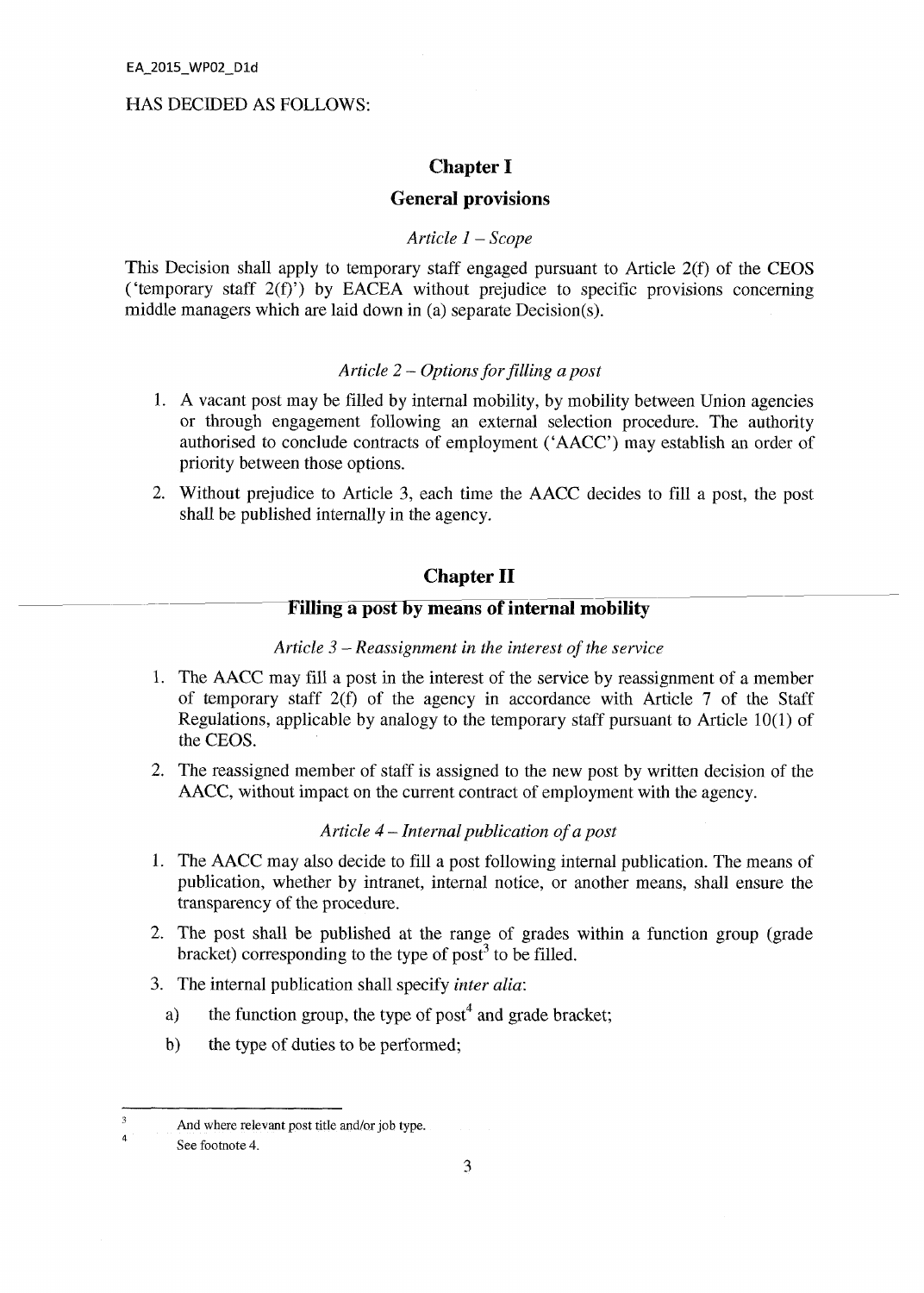HAS DECIDED AS FOLLOWS:

## Chapter I

## General provisions

*Article 1 – Scope*

This Decision shall apply to temporary staff engaged pursuant to Article 2(f) of the CEOS ('temporary staff 2(f)') by EACEA without prejudice to specific provisions concerning middle managers which are laid down in (a) separate Decision(s).

*Article 2 – Options for filling a post*

1. A vacant post may be filled by internal mobility, by mobility between Union agencies or through engagement following an external selection procedure. The authority authorised to conclude contracts of employment ('AACC') may establish an order of priority between those options.
2. Without prejudice to Article 3, each time the AACC decides to fill a post, the post shall be published internally in the agency.

## Chapter II

## Filling a post by means of internal mobility

*Article 3 – Reassignment in the interest of the service*

1. The AACC may fill a post in the interest of the service by reassignment of a member of temporary staff 2(f) of the agency in accordance with Article 7 of the Staff Regulations, applicable by analogy to the temporary staff pursuant to Article 10(1) of the CEOS.
2. The reassigned member of staff is assigned to the new post by written decision of the AACC, without impact on the current contract of employment with the agency.

*Article 4 – Internal publication of a post*

1. The AACC may also decide to fill a post following internal publication. The means of publication, whether by intranet, internal notice, or another means, shall ensure the transparency of the procedure.
2. The post shall be published at the range of grades within a function group (grade bracket) corresponding to the type of post[3] to be filled.
3. The internal publication shall specify *inter alia*:
   a) the function group, the type of post[4] and grade bracket;
   b) the type of duties to be performed;

---

[3] And where relevant post title and/or job type.

[4] See footnote 4.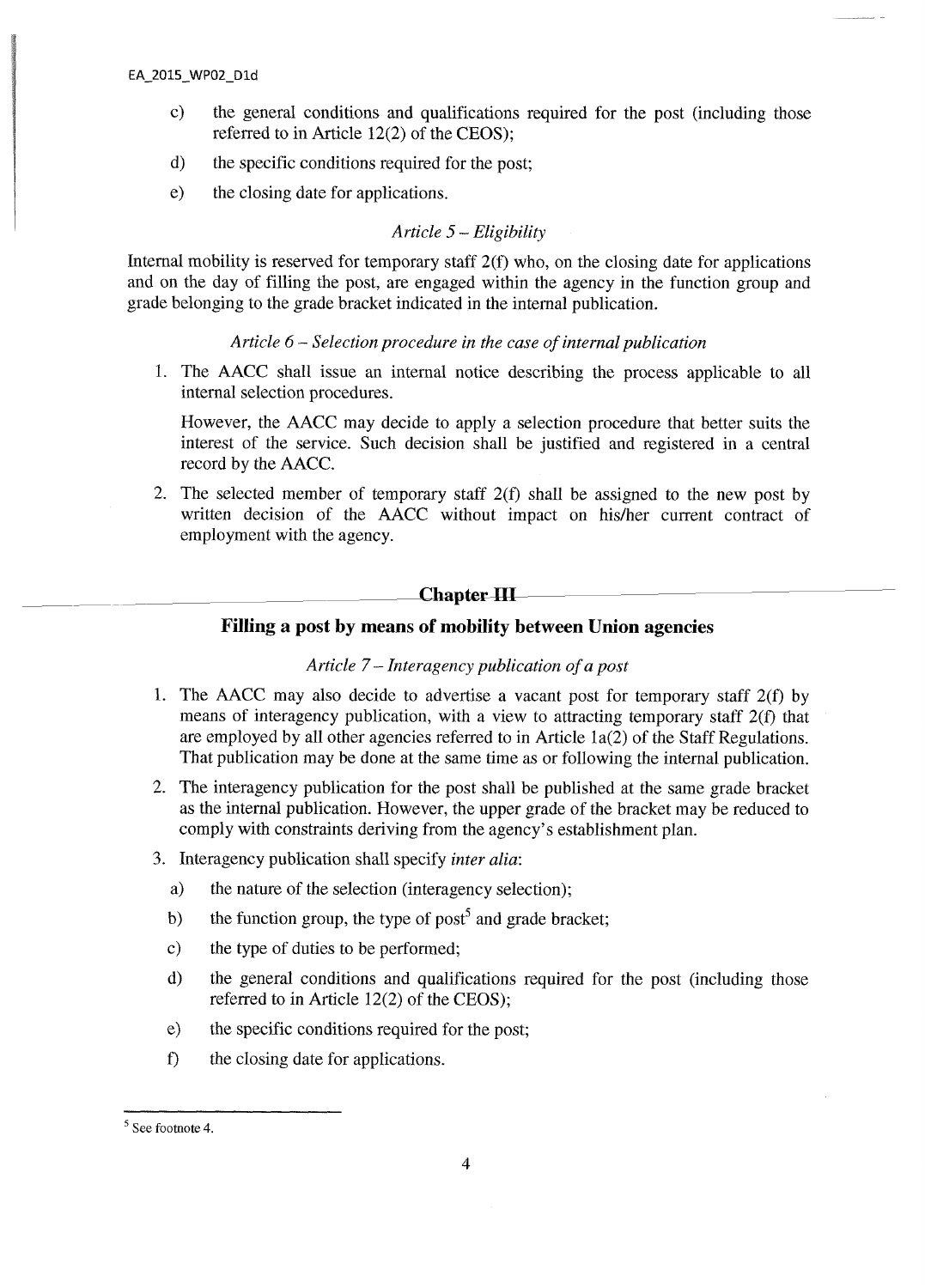c) the general conditions and qualifications required for the post (including those referred to in Article 12(2) of the CEOS);

d) the specific conditions required for the post;

e) the closing date for applications.

*Article 5 – Eligibility*

Internal mobility is reserved for temporary staff 2(f) who, on the closing date for applications and on the day of filling the post, are engaged within the agency in the function group and grade belonging to the grade bracket indicated in the internal publication.

*Article 6 – Selection procedure in the case of internal publication*

1. The AACC shall issue an internal notice describing the process applicable to all internal selection procedures.

   However, the AACC may decide to apply a selection procedure that better suits the interest of the service. Such decision shall be justified and registered in a central record by the AACC.

2. The selected member of temporary staff 2(f) shall be assigned to the new post by written decision of the AACC without impact on his/her current contract of employment with the agency.

## Chapter III

## Filling a post by means of mobility between Union agencies

*Article 7 – Interagency publication of a post*

1. The AACC may also decide to advertise a vacant post for temporary staff 2(f) by means of interagency publication, with a view to attracting temporary staff 2(f) that are employed by all other agencies referred to in Article 1a(2) of the Staff Regulations. That publication may be done at the same time as or following the internal publication.

2. The interagency publication for the post shall be published at the same grade bracket as the internal publication. However, the upper grade of the bracket may be reduced to comply with constraints deriving from the agency's establishment plan.

3. Interagency publication shall specify *inter alia*:

   a) the nature of the selection (interagency selection);

   b) the function group, the type of post[5] and grade bracket;

   c) the type of duties to be performed;

   d) the general conditions and qualifications required for the post (including those referred to in Article 12(2) of the CEOS);

   e) the specific conditions required for the post;

   f) the closing date for applications.

---

[5] See footnote 4.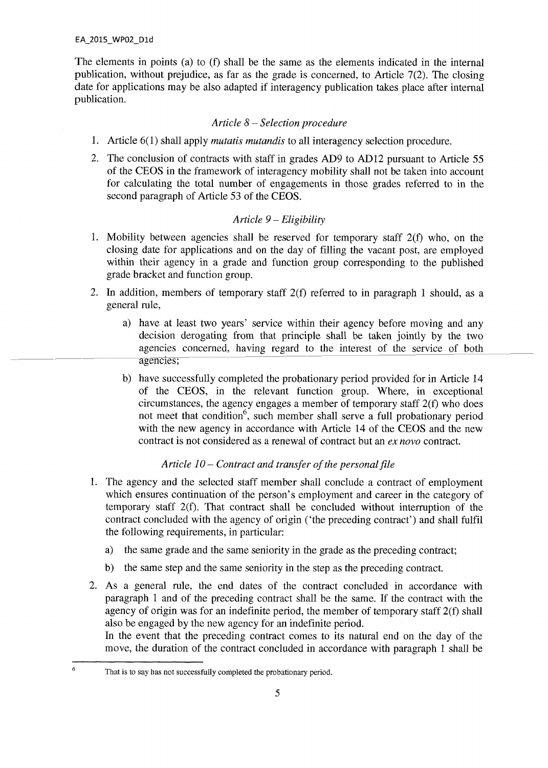The elements in points (a) to (f) shall be the same as the elements indicated in the internal publication, without prejudice, as far as the grade is concerned, to Article 7(2). The closing date for applications may be also adapted if interagency publication takes place after internal publication.

### *Article 8 – Selection procedure*

1. Article 6(1) shall apply *mutatis mutandis* to all interagency selection procedure.
2. The conclusion of contracts with staff in grades AD9 to AD12 pursuant to Article 55 of the CEOS in the framework of interagency mobility shall not be taken into account for calculating the total number of engagements in those grades referred to in the second paragraph of Article 53 of the CEOS.

### *Article 9 – Eligibility*

1. Mobility between agencies shall be reserved for temporary staff 2(f) who, on the closing date for applications and on the day of filling the vacant post, are employed within their agency in a grade and function group corresponding to the published grade bracket and function group.
2. In addition, members of temporary staff 2(f) referred to in paragraph 1 should, as a general rule,
   a) have at least two years' service within their agency before moving and any decision derogating from that principle shall be taken jointly by the two agencies concerned, having regard to the interest of the service of both agencies;
   b) have successfully completed the probationary period provided for in Article 14 of the CEOS, in the relevant function group. Where, in exceptional circumstances, the agency engages a member of temporary staff 2(f) who does not meet that condition[6], such member shall serve a full probationary period with the new agency in accordance with Article 14 of the CEOS and the new contract is not considered as a renewal of contract but an *ex novo* contract.

### *Article 10 – Contract and transfer of the personal file*

1. The agency and the selected staff member shall conclude a contract of employment which ensures continuation of the person's employment and career in the category of temporary staff 2(f). That contract shall be concluded without interruption of the contract concluded with the agency of origin ('the preceding contract') and shall fulfil the following requirements, in particular:
   a) the same grade and the same seniority in the grade as the preceding contract;
   b) the same step and the same seniority in the step as the preceding contract.
2. As a general rule, the end dates of the contract concluded in accordance with paragraph 1 and of the preceding contract shall be the same. If the contract with the agency of origin was for an indefinite period, the member of temporary staff 2(f) shall also be engaged by the new agency for an indefinite period.
   In the event that the preceding contract comes to its natural end on the day of the move, the duration of the contract concluded in accordance with paragraph 1 shall be

[6] That is to say has not successfully completed the probationary period.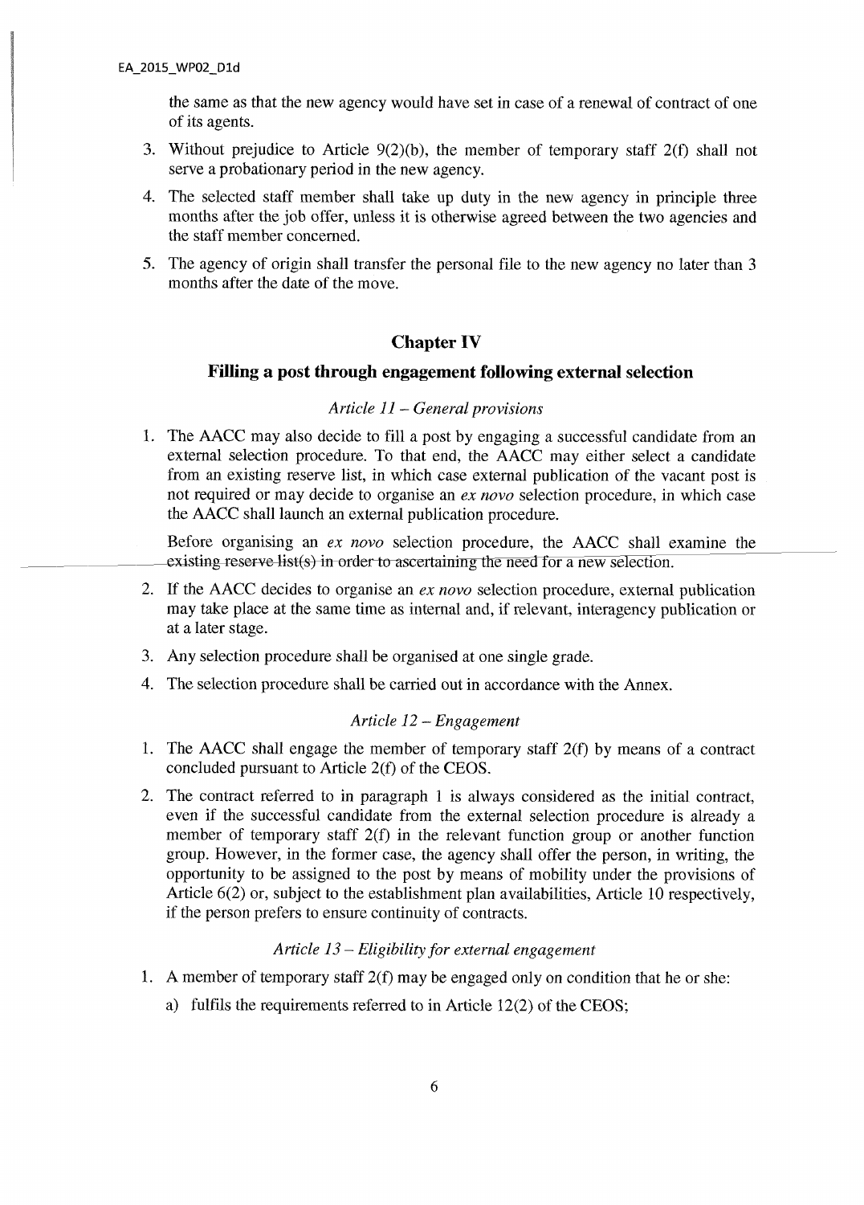the same as that the new agency would have set in case of a renewal of contract of one of its agents.

3. Without prejudice to Article 9(2)(b), the member of temporary staff 2(f) shall not serve a probationary period in the new agency.
4. The selected staff member shall take up duty in the new agency in principle three months after the job offer, unless it is otherwise agreed between the two agencies and the staff member concerned.
5. The agency of origin shall transfer the personal file to the new agency no later than 3 months after the date of the move.

## Chapter IV

## Filling a post through engagement following external selection

### *Article 11 – General provisions*

1. The AACC may also decide to fill a post by engaging a successful candidate from an external selection procedure. To that end, the AACC may either select a candidate from an existing reserve list, in which case external publication of the vacant post is not required or may decide to organise an *ex novo* selection procedure, in which case the AACC shall launch an external publication procedure.

   Before organising an *ex novo* selection procedure, the AACC shall examine the existing reserve list(s) in order to ascertaining the need for a new selection.

2. If the AACC decides to organise an *ex novo* selection procedure, external publication may take place at the same time as internal and, if relevant, interagency publication or at a later stage.
3. Any selection procedure shall be organised at one single grade.
4. The selection procedure shall be carried out in accordance with the Annex.

### *Article 12 – Engagement*

1. The AACC shall engage the member of temporary staff 2(f) by means of a contract concluded pursuant to Article 2(f) of the CEOS.
2. The contract referred to in paragraph 1 is always considered as the initial contract, even if the successful candidate from the external selection procedure is already a member of temporary staff 2(f) in the relevant function group or another function group. However, in the former case, the agency shall offer the person, in writing, the opportunity to be assigned to the post by means of mobility under the provisions of Article 6(2) or, subject to the establishment plan availabilities, Article 10 respectively, if the person prefers to ensure continuity of contracts.

### *Article 13 – Eligibility for external engagement*

1. A member of temporary staff 2(f) may be engaged only on condition that he or she:
   a) fulfils the requirements referred to in Article 12(2) of the CEOS;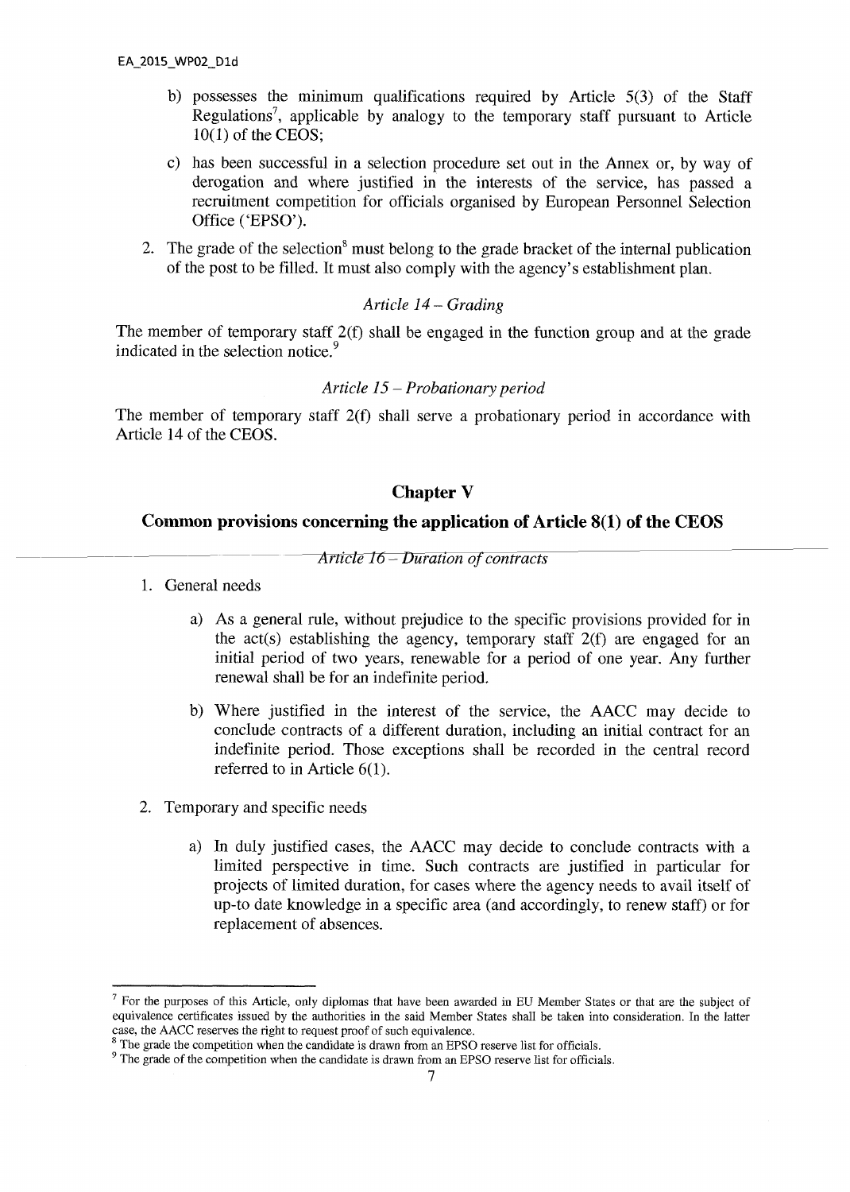b) possesses the minimum qualifications required by Article 5(3) of the Staff Regulations[7], applicable by analogy to the temporary staff pursuant to Article 10(1) of the CEOS;

c) has been successful in a selection procedure set out in the Annex or, by way of derogation and where justified in the interests of the service, has passed a recruitment competition for officials organised by European Personnel Selection Office ('EPSO').

2. The grade of the selection[8] must belong to the grade bracket of the internal publication of the post to be filled. It must also comply with the agency's establishment plan.

*Article 14 – Grading*

The member of temporary staff 2(f) shall be engaged in the function group and at the grade indicated in the selection notice.[9]

*Article 15 – Probationary period*

The member of temporary staff 2(f) shall serve a probationary period in accordance with Article 14 of the CEOS.

## Chapter V

## Common provisions concerning the application of Article 8(1) of the CEOS

*Article 16 – Duration of contracts*

1. General needs

   a) As a general rule, without prejudice to the specific provisions provided for in the act(s) establishing the agency, temporary staff 2(f) are engaged for an initial period of two years, renewable for a period of one year. Any further renewal shall be for an indefinite period.

   b) Where justified in the interest of the service, the AACC may decide to conclude contracts of a different duration, including an initial contract for an indefinite period. Those exceptions shall be recorded in the central record referred to in Article 6(1).

2. Temporary and specific needs

   a) In duly justified cases, the AACC may decide to conclude contracts with a limited perspective in time. Such contracts are justified in particular for projects of limited duration, for cases where the agency needs to avail itself of up-to date knowledge in a specific area (and accordingly, to renew staff) or for replacement of absences.

---

[7] For the purposes of this Article, only diplomas that have been awarded in EU Member States or that are the subject of equivalence certificates issued by the authorities in the said Member States shall be taken into consideration. In the latter case, the AACC reserves the right to request proof of such equivalence.

[8] The grade the competition when the candidate is drawn from an EPSO reserve list for officials.

[9] The grade of the competition when the candidate is drawn from an EPSO reserve list for officials.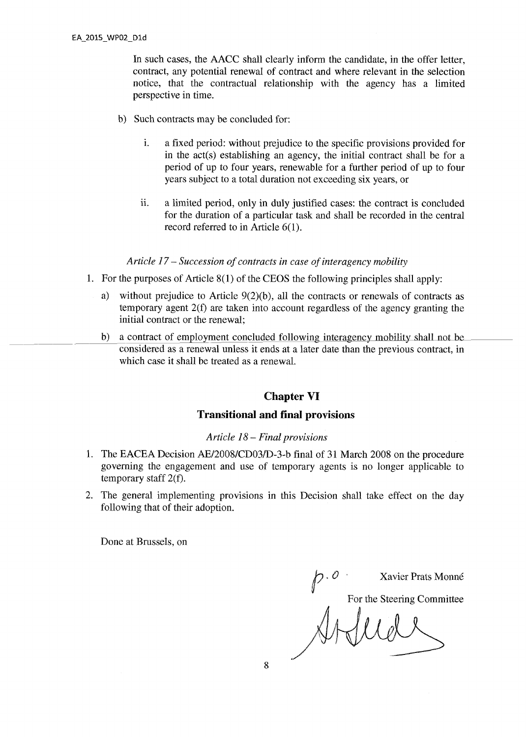In such cases, the AACC shall clearly inform the candidate, in the offer letter, contract, any potential renewal of contract and where relevant in the selection notice, that the contractual relationship with the agency has a limited perspective in time.

b) Such contracts may be concluded for:

   i. a fixed period: without prejudice to the specific provisions provided for in the act(s) establishing an agency, the initial contract shall be for a period of up to four years, renewable for a further period of up to four years subject to a total duration not exceeding six years, or

   ii. a limited period, only in duly justified cases: the contract is concluded for the duration of a particular task and shall be recorded in the central record referred to in Article 6(1).

*Article 17 – Succession of contracts in case of interagency mobility*

1. For the purposes of Article 8(1) of the CEOS the following principles shall apply:

   a) without prejudice to Article 9(2)(b), all the contracts or renewals of contracts as temporary agent 2(f) are taken into account regardless of the agency granting the initial contract or the renewal;

   b) a contract of employment concluded following interagency mobility shall not be considered as a renewal unless it ends at a later date than the previous contract, in which case it shall be treated as a renewal.

## Chapter VI

## Transitional and final provisions

*Article 18 – Final provisions*

1. The EACEA Decision AE/2008/CD03/D-3-b final of 31 March 2008 on the procedure governing the engagement and use of temporary agents is no longer applicable to temporary staff 2(f).

2. The general implementing provisions in this Decision shall take effect on the day following that of their adoption.

Done at Brussels, on

p.o. Xavier Prats Monné

For the Steering Committee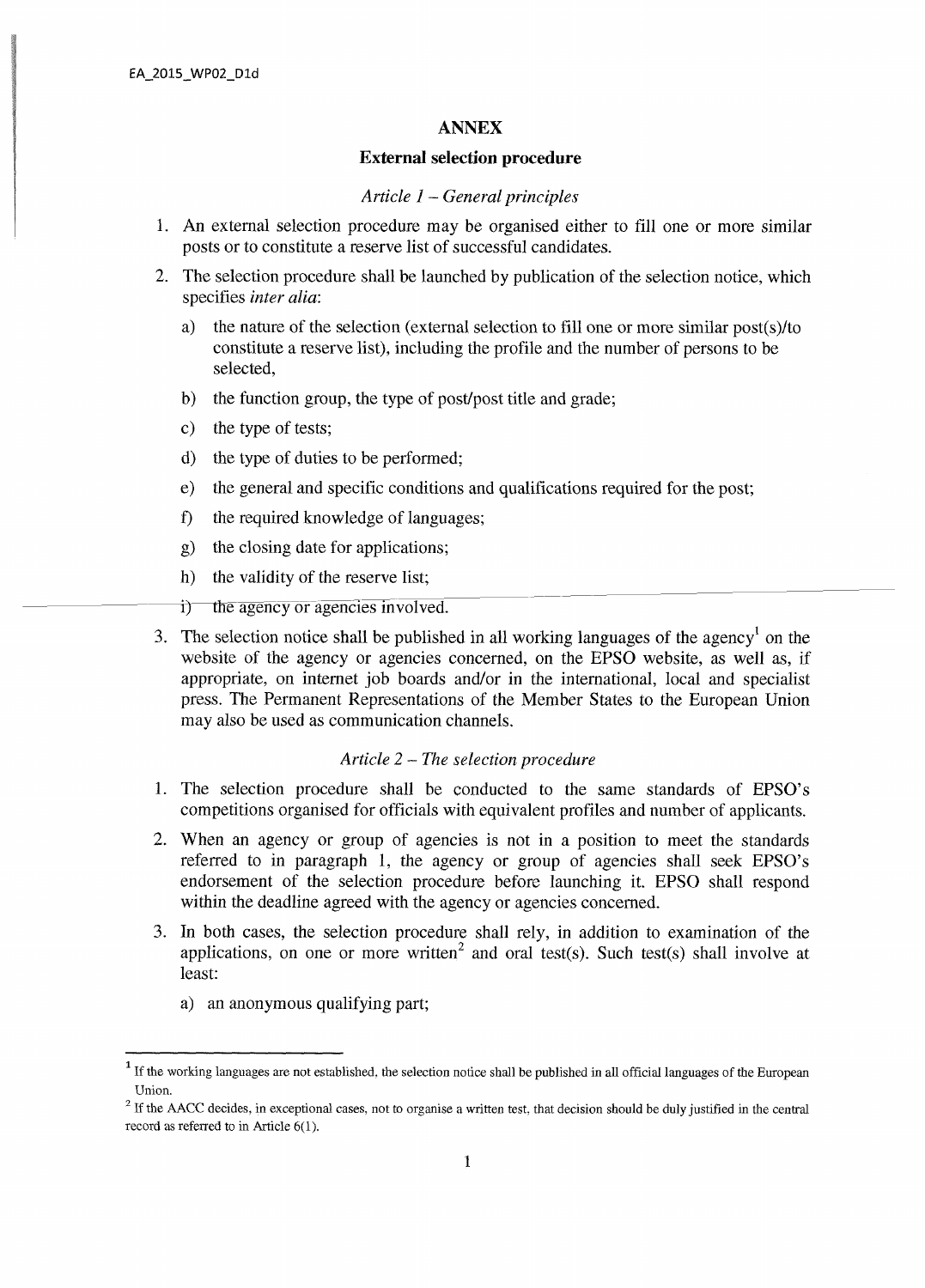# ANNEX

## External selection procedure

### *Article 1 – General principles*

1. An external selection procedure may be organised either to fill one or more similar posts or to constitute a reserve list of successful candidates.
2. The selection procedure shall be launched by publication of the selection notice, which specifies *inter alia*:
   a) the nature of the selection (external selection to fill one or more similar post(s)/to constitute a reserve list), including the profile and the number of persons to be selected,
   b) the function group, the type of post/post title and grade;
   c) the type of tests;
   d) the type of duties to be performed;
   e) the general and specific conditions and qualifications required for the post;
   f) the required knowledge of languages;
   g) the closing date for applications;
   h) the validity of the reserve list;
   i) the agency or agencies involved.
3. The selection notice shall be published in all working languages of the agency[1] on the website of the agency or agencies concerned, on the EPSO website, as well as, if appropriate, on internet job boards and/or in the international, local and specialist press. The Permanent Representations of the Member States to the European Union may also be used as communication channels.

### *Article 2 – The selection procedure*

1. The selection procedure shall be conducted to the same standards of EPSO's competitions organised for officials with equivalent profiles and number of applicants.
2. When an agency or group of agencies is not in a position to meet the standards referred to in paragraph 1, the agency or group of agencies shall seek EPSO's endorsement of the selection procedure before launching it. EPSO shall respond within the deadline agreed with the agency or agencies concerned.
3. In both cases, the selection procedure shall rely, in addition to examination of the applications, on one or more written[2] and oral test(s). Such test(s) shall involve at least:
   a) an anonymous qualifying part;

---

[1] If the working languages are not established, the selection notice shall be published in all official languages of the European Union.

[2] If the AACC decides, in exceptional cases, not to organise a written test, that decision should be duly justified in the central record as referred to in Article 6(1).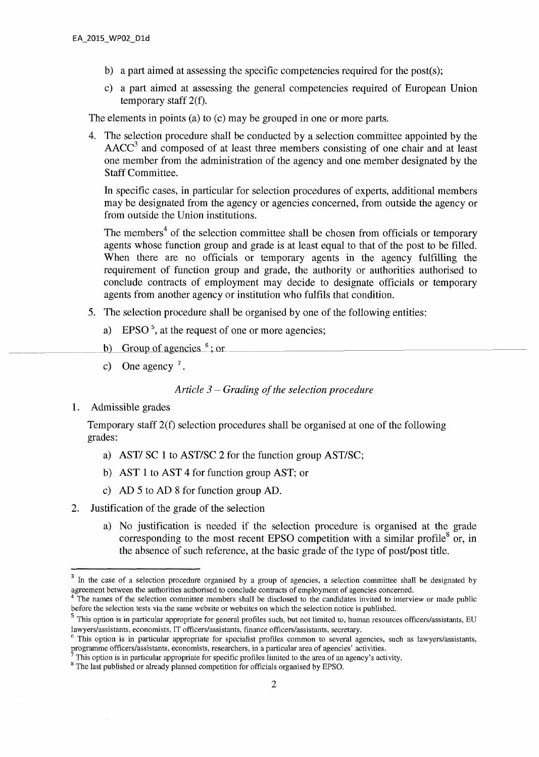b) a part aimed at assessing the specific competencies required for the post(s);

c) a part aimed at assessing the general competencies required of European Union temporary staff 2(f).

The elements in points (a) to (c) may be grouped in one or more parts.

4. The selection procedure shall be conducted by a selection committee appointed by the AACC[3] and composed of at least three members consisting of one chair and at least one member from the administration of the agency and one member designated by the Staff Committee.

   In specific cases, in particular for selection procedures of experts, additional members may be designated from the agency or agencies concerned, from outside the agency or from outside the Union institutions.

   The members[4] of the selection committee shall be chosen from officials or temporary agents whose function group and grade is at least equal to that of the post to be filled. When there are no officials or temporary agents in the agency fulfilling the requirement of function group and grade, the authority or authorities authorised to conclude contracts of employment may decide to designate officials or temporary agents from another agency or institution who fulfils that condition.

5. The selection procedure shall be organised by one of the following entities:

   a) EPSO [5], at the request of one or more agencies;

   b) Group of agencies [6]; or

   c) One agency [7].

*Article 3 – Grading of the selection procedure*

1. Admissible grades

   Temporary staff 2(f) selection procedures shall be organised at one of the following grades:

   a) AST/ SC 1 to AST/SC 2 for the function group AST/SC;

   b) AST 1 to AST 4 for function group AST; or

   c) AD 5 to AD 8 for function group AD.

2. Justification of the grade of the selection

   a) No justification is needed if the selection procedure is organised at the grade corresponding to the most recent EPSO competition with a similar profile[8] or, in the absence of such reference, at the basic grade of the type of post/post title.

---

[3] In the case of a selection procedure organised by a group of agencies, a selection committee shall be designated by agreement between the authorities authorised to conclude contracts of employment of agencies concerned.

[4] The names of the selection committee members shall be disclosed to the candidates invited to interview or made public before the selection tests via the same website or websites on which the selection notice is published.

[5] This option is in particular appropriate for general profiles such, but not limited to, human resources officers/assistants, EU lawyers/assistants, economists, IT officers/assistants, finance officers/assistants, secretary.

[6] This option is in particular appropriate for specialist profiles common to several agencies, such as lawyers/assistants, programme officers/assistants, economists, researchers, in a particular area of agencies' activities.

[7] This option is in particular appropriate for specific profiles limited to the area of an agency's activity.

[8] The last published or already planned competition for officials organised by EPSO.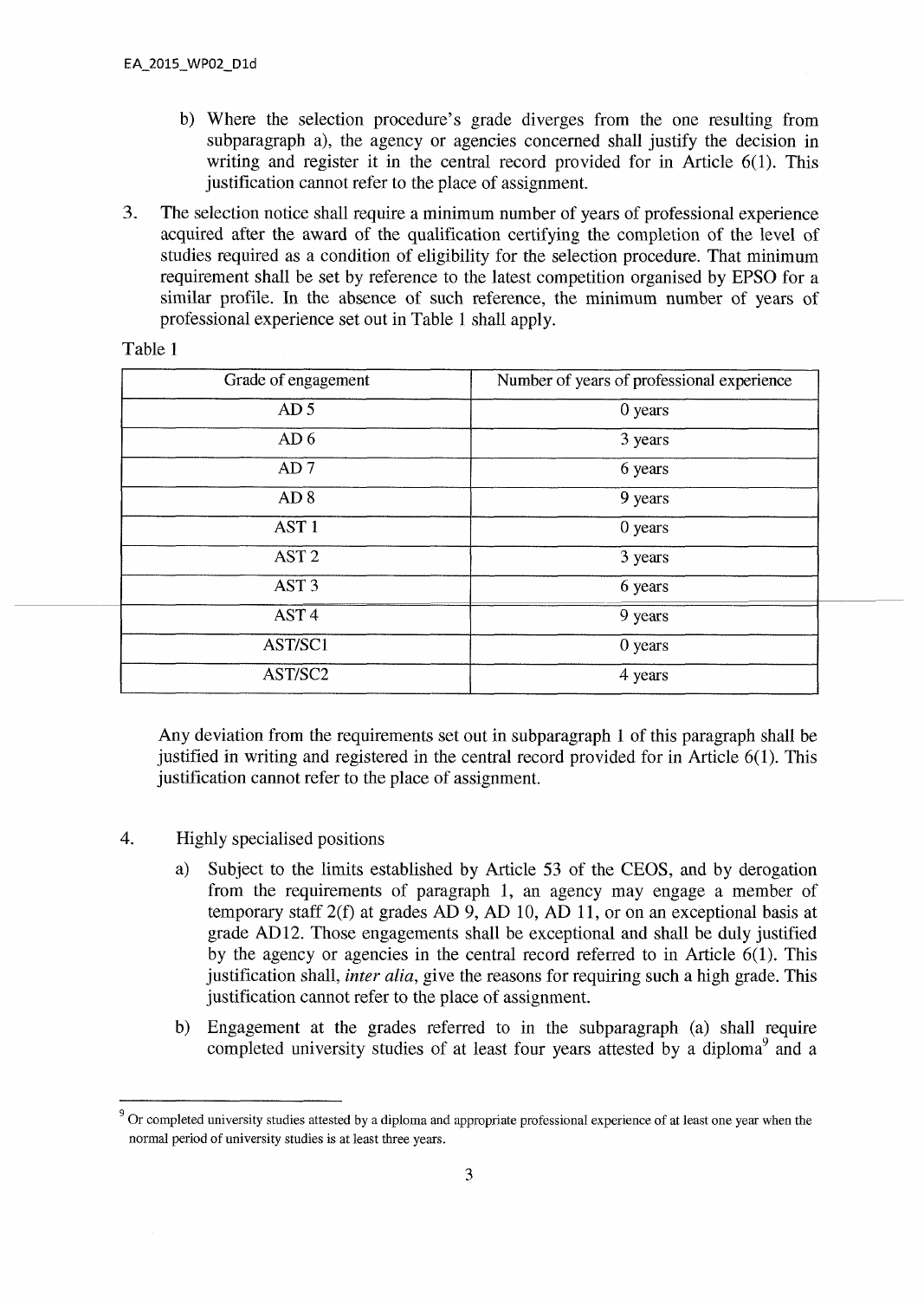b) Where the selection procedure's grade diverges from the one resulting from subparagraph a), the agency or agencies concerned shall justify the decision in writing and register it in the central record provided for in Article 6(1). This justification cannot refer to the place of assignment.

3. The selection notice shall require a minimum number of years of professional experience acquired after the award of the qualification certifying the completion of the level of studies required as a condition of eligibility for the selection procedure. That minimum requirement shall be set by reference to the latest competition organised by EPSO for a similar profile. In the absence of such reference, the minimum number of years of professional experience set out in Table 1 shall apply.

Table 1

| Grade of engagement | Number of years of professional experience |
|---|---|
| AD 5 | 0 years |
| AD 6 | 3 years |
| AD 7 | 6 years |
| AD 8 | 9 years |
| AST 1 | 0 years |
| AST 2 | 3 years |
| AST 3 | 6 years |
| AST 4 | 9 years |
| AST/SC1 | 0 years |
| AST/SC2 | 4 years |

Any deviation from the requirements set out in subparagraph 1 of this paragraph shall be justified in writing and registered in the central record provided for in Article 6(1). This justification cannot refer to the place of assignment.

4. Highly specialised positions

a) Subject to the limits established by Article 53 of the CEOS, and by derogation from the requirements of paragraph 1, an agency may engage a member of temporary staff 2(f) at grades AD 9, AD 10, AD 11, or on an exceptional basis at grade AD12. Those engagements shall be exceptional and shall be duly justified by the agency or agencies in the central record referred to in Article 6(1). This justification shall, *inter alia*, give the reasons for requiring such a high grade. This justification cannot refer to the place of assignment.

b) Engagement at the grades referred to in the subparagraph (a) shall require completed university studies of at least four years attested by a diploma[9] and a

[9] Or completed university studies attested by a diploma and appropriate professional experience of at least one year when the normal period of university studies is at least three years.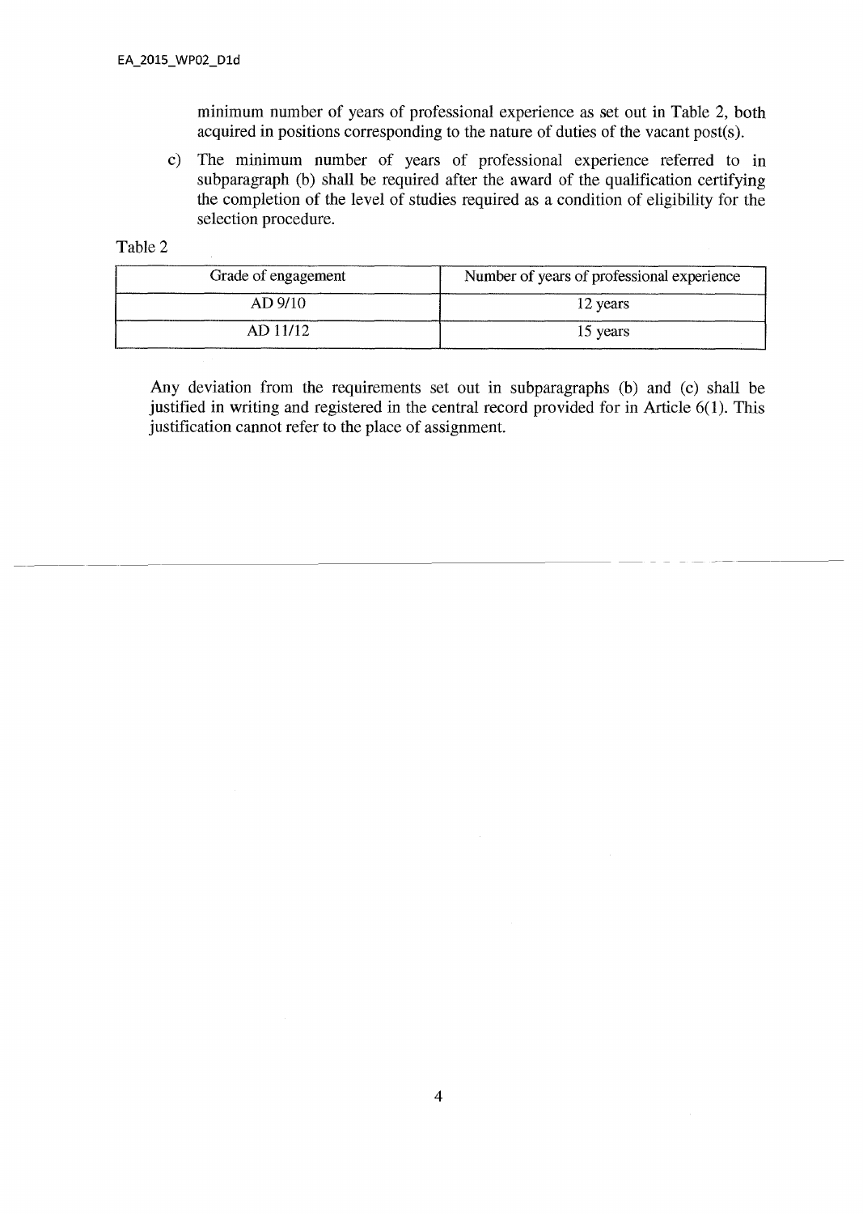minimum number of years of professional experience as set out in Table 2, both acquired in positions corresponding to the nature of duties of the vacant post(s).

c) The minimum number of years of professional experience referred to in subparagraph (b) shall be required after the award of the qualification certifying the completion of the level of studies required as a condition of eligibility for the selection procedure.

Table 2

| Grade of engagement | Number of years of professional experience |
|---|---|
| AD 9/10 | 12 years |
| AD 11/12 | 15 years |

Any deviation from the requirements set out in subparagraphs (b) and (c) shall be justified in writing and registered in the central record provided for in Article 6(1). This justification cannot refer to the place of assignment.